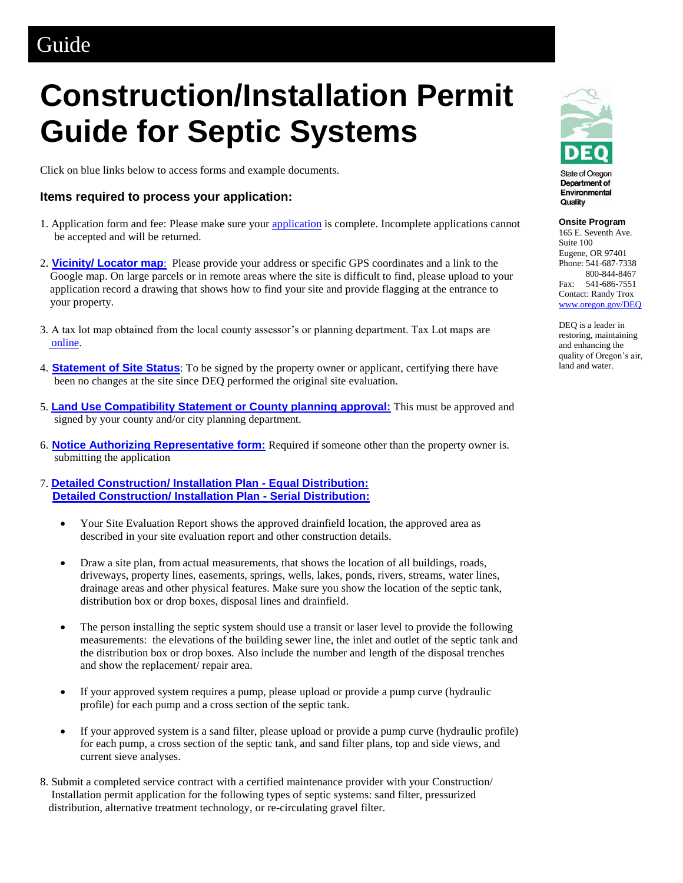Guide

# Construction/Installation Permit Guide for Septic Systems

Click on blue links below to access forms and example documents.

### Items required to process your application:

1. Application form and fee: Please make sure your application is complete. Incomplete applications cannot be accepted and will be returned.

2. **Vicinity/ Locator map**: Please provide your address or specific GPS coordinates and a link to the Google map. On large parcels or in remote areas where the site is difficult to find, please upload to your application record a drawing that shows how to find your site and provide flagging at the entrance to your property.

3. A tax lot map obtained from the local county assessor's or planning department. Tax Lot maps are online.

4. **Statement of Site Status**: To be signed by the property owner or applicant, certifying there have been no changes at the site since DEQ performed the original site evaluation.

5. **Land Use Compatibility Statement or County planning approval:** This must be approved and signed by your county and/or city planning department.

6. **Notice Authorizing Representative form:** Required if someone other than the property owner is. submitting the application

7. **Detailed Construction/ Installation Plan - Equal Distribution:**
   **Detailed Construction/ Installation Plan - Serial Distribution:**

   - Your Site Evaluation Report shows the approved drainfield location, the approved area as described in your site evaluation report and other construction details.

   - Draw a site plan, from actual measurements, that shows the location of all buildings, roads, driveways, property lines, easements, springs, wells, lakes, ponds, rivers, streams, water lines, drainage areas and other physical features. Make sure you show the location of the septic tank, distribution box or drop boxes, disposal lines and drainfield.

   - The person installing the septic system should use a transit or laser level to provide the following measurements: the elevations of the building sewer line, the inlet and outlet of the septic tank and the distribution box or drop boxes. Also include the number and length of the disposal trenches and show the replacement/ repair area.

   - If your approved system requires a pump, please upload or provide a pump curve (hydraulic profile) for each pump and a cross section of the septic tank.

   - If your approved system is a sand filter, please upload or provide a pump curve (hydraulic profile) for each pump, a cross section of the septic tank, and sand filter plans, top and side views, and current sieve analyses.

8. Submit a completed service contract with a certified maintenance provider with your Construction/ Installation permit application for the following types of septic systems: sand filter, pressurized distribution, alternative treatment technology, or re-circulating gravel filter.

State of Oregon Department of Environmental Quality

**Onsite Program**
165 E. Seventh Ave.
Suite 100
Eugene, OR 97401
Phone: 541-687-7338
800-844-8467
Fax: 541-686-7551
Contact: Randy Trox
www.oregon.gov/DEQ

DEQ is a leader in restoring, maintaining and enhancing the quality of Oregon's air, land and water.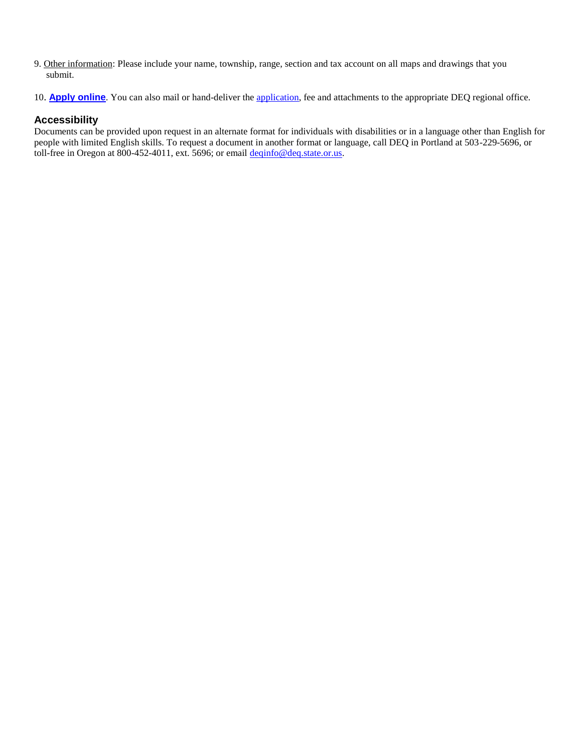9. Other information: Please include your name, township, range, section and tax account on all maps and drawings that you submit.

10. **Apply online**. You can also mail or hand-deliver the application, fee and attachments to the appropriate DEQ regional office.

## Accessibility

Documents can be provided upon request in an alternate format for individuals with disabilities or in a language other than English for people with limited English skills. To request a document in another format or language, call DEQ in Portland at 503-229-5696, or toll-free in Oregon at 800-452-4011, ext. 5696; or email deqinfo@deq.state.or.us.